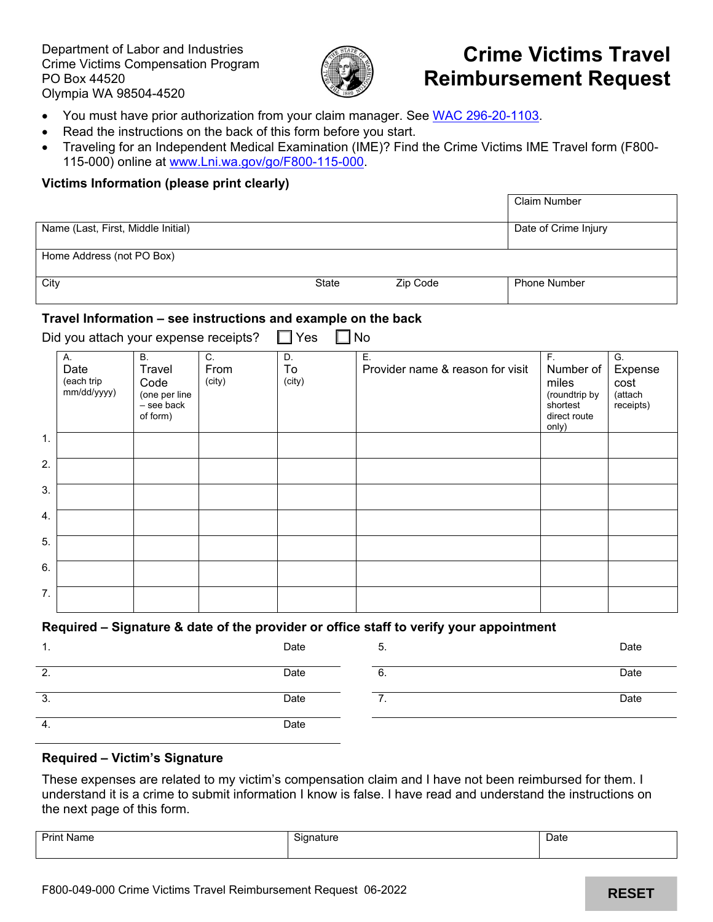Department of Labor and Industries
Crime Victims Compensation Program
PO Box 44520
Olympia WA 98504-4520

# Crime Victims Travel Reimbursement Request

- You must have prior authorization from your claim manager. See WAC 296-20-1103.
- Read the instructions on the back of this form before you start.
- Traveling for an Independent Medical Examination (IME)? Find the Crime Victims IME Travel form (F800-115-000) online at www.Lni.wa.gov/go/F800-115-000.

### Victims Information (please print clearly)

| | | | |
|---|---|---|---|
| | | | Claim Number |
| Name (Last, First, Middle Initial) | | | Date of Crime Injury |
| Home Address (not PO Box) | | | |
| City | State | Zip Code | Phone Number |

### Travel Information – see instructions and example on the back

Did you attach your expense receipts? ☐ Yes ☐ No

| | A. Date (each trip mm/dd/yyyy) | B. Travel Code (one per line – see back of form) | C. From (city) | D. To (city) | E. Provider name & reason for visit | F. Number of miles (roundtrip by shortest direct route only) | G. Expense cost (attach receipts) |
|---|---|---|---|---|---|---|---|
| 1. | | | | | | | |
| 2. | | | | | | | |
| 3. | | | | | | | |
| 4. | | | | | | | |
| 5. | | | | | | | |
| 6. | | | | | | | |
| 7. | | | | | | | |

### Required – Signature & date of the provider or office staff to verify your appointment

| | | | |
|---|---|---|---|
| 1. | Date | 5. | Date |
| 2. | Date | 6. | Date |
| 3. | Date | 7. | Date |
| 4. | Date | | |

### Required – Victim's Signature

These expenses are related to my victim's compensation claim and I have not been reimbursed for them. I understand it is a crime to submit information I know is false. I have read and understand the instructions on the next page of this form.

| Print Name | Signature | Date |
|---|---|---|
| | | |

F800-049-000 Crime Victims Travel Reimbursement Request 06-2022

RESET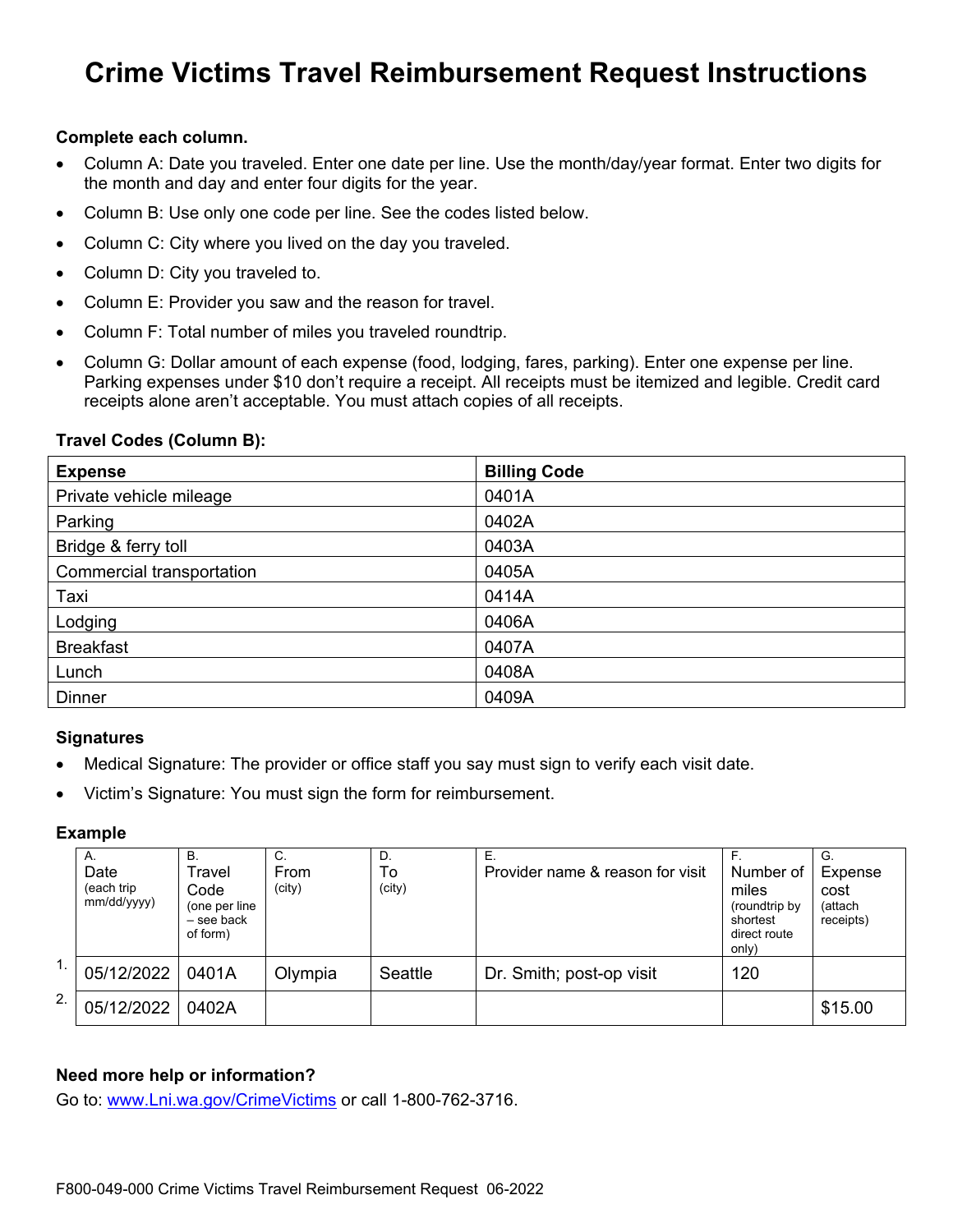# Crime Victims Travel Reimbursement Request Instructions

**Complete each column.**

- Column A: Date you traveled. Enter one date per line. Use the month/day/year format. Enter two digits for the month and day and enter four digits for the year.
- Column B: Use only one code per line. See the codes listed below.
- Column C: City where you lived on the day you traveled.
- Column D: City you traveled to.
- Column E: Provider you saw and the reason for travel.
- Column F: Total number of miles you traveled roundtrip.
- Column G: Dollar amount of each expense (food, lodging, fares, parking). Enter one expense per line. Parking expenses under $10 don't require a receipt. All receipts must be itemized and legible. Credit card receipts alone aren't acceptable. You must attach copies of all receipts.

**Travel Codes (Column B):**

| Expense | Billing Code |
|---|---|
| Private vehicle mileage | 0401A |
| Parking | 0402A |
| Bridge & ferry toll | 0403A |
| Commercial transportation | 0405A |
| Taxi | 0414A |
| Lodging | 0406A |
| Breakfast | 0407A |
| Lunch | 0408A |
| Dinner | 0409A |

**Signatures**

- Medical Signature: The provider or office staff you say must sign to verify each visit date.
- Victim's Signature: You must sign the form for reimbursement.

**Example**

| | A. Date (each trip mm/dd/yyyy) | B. Travel Code (one per line – see back of form) | C. From (city) | D. To (city) | E. Provider name & reason for visit | F. Number of miles (roundtrip by shortest direct route only) | G. Expense cost (attach receipts) |
|---|---|---|---|---|---|---|---|
| 1. | 05/12/2022 | 0401A | Olympia | Seattle | Dr. Smith; post-op visit | 120 | |
| 2. | 05/12/2022 | 0402A | | | | | $15.00 |

**Need more help or information?**

Go to: www.Lni.wa.gov/CrimeVictims or call 1-800-762-3716.

F800-049-000 Crime Victims Travel Reimbursement Request 06-2022